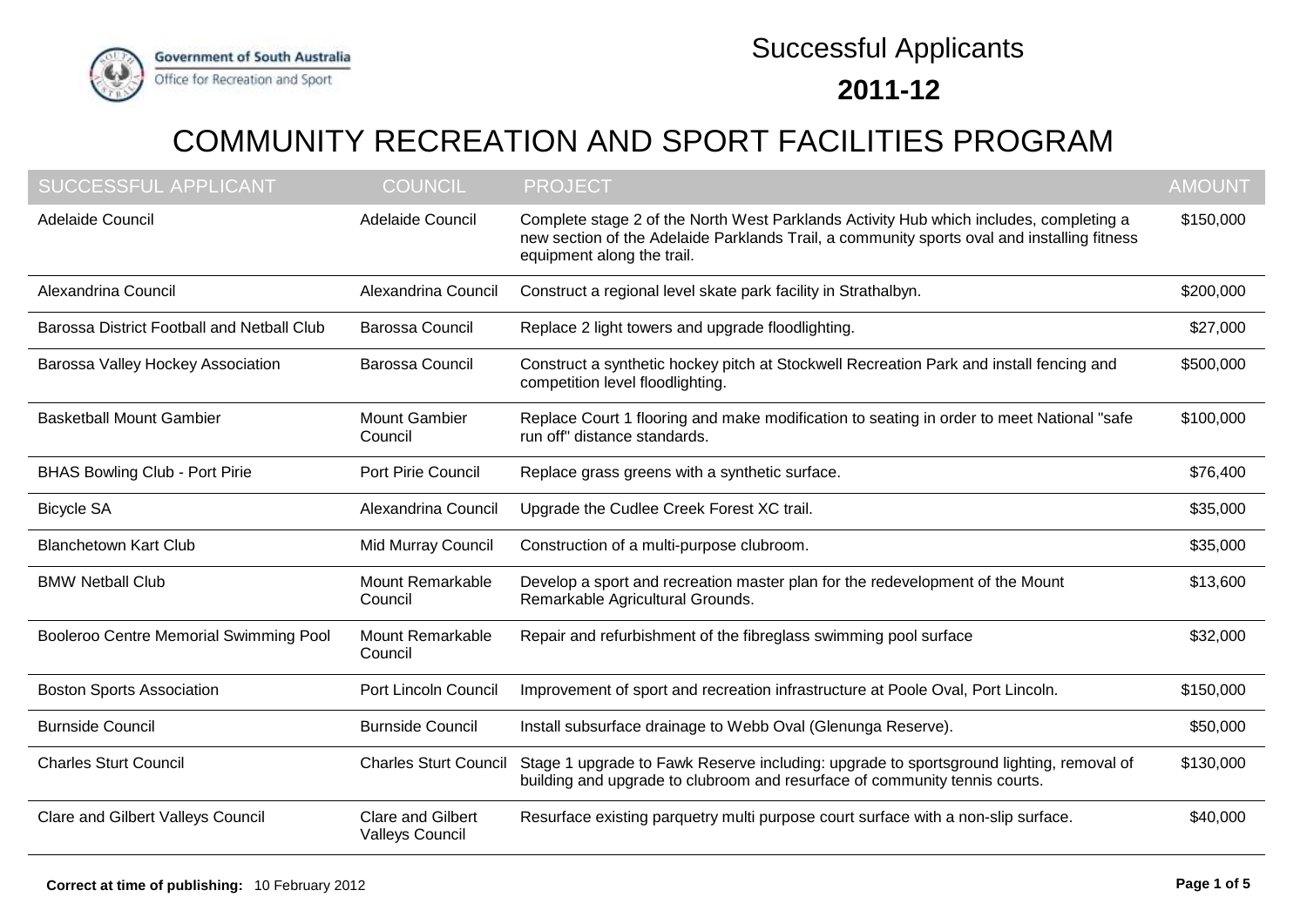Government of South Australia
Office for Recreation and Sport

# Successful Applicants

## 2011-12

# COMMUNITY RECREATION AND SPORT FACILITIES PROGRAM

| SUCCESSFUL APPLICANT | COUNCIL | PROJECT | AMOUNT |
|---|---|---|---|
| Adelaide Council | Adelaide Council | Complete stage 2 of the North West Parklands Activity Hub which includes, completing a new section of the Adelaide Parklands Trail, a community sports oval and installing fitness equipment along the trail. | $150,000 |
| Alexandrina Council | Alexandrina Council | Construct a regional level skate park facility in Strathalbyn. | $200,000 |
| Barossa District Football and Netball Club | Barossa Council | Replace 2 light towers and upgrade floodlighting. | $27,000 |
| Barossa Valley Hockey Association | Barossa Council | Construct a synthetic hockey pitch at Stockwell Recreation Park and install fencing and competition level floodlighting. | $500,000 |
| Basketball Mount Gambier | Mount Gambier Council | Replace Court 1 flooring and make modification to seating in order to meet National "safe run off" distance standards. | $100,000 |
| BHAS Bowling Club - Port Pirie | Port Pirie Council | Replace grass greens with a synthetic surface. | $76,400 |
| Bicycle SA | Alexandrina Council | Upgrade the Cudlee Creek Forest XC trail. | $35,000 |
| Blanchetown Kart Club | Mid Murray Council | Construction of a multi-purpose clubroom. | $35,000 |
| BMW Netball Club | Mount Remarkable Council | Develop a sport and recreation master plan for the redevelopment of the Mount Remarkable Agricultural Grounds. | $13,600 |
| Booleroo Centre Memorial Swimming Pool | Mount Remarkable Council | Repair and refurbishment of the fibreglass swimming pool surface | $32,000 |
| Boston Sports Association | Port Lincoln Council | Improvement of sport and recreation infrastructure at Poole Oval, Port Lincoln. | $150,000 |
| Burnside Council | Burnside Council | Install subsurface drainage to Webb Oval (Glenunga Reserve). | $50,000 |
| Charles Sturt Council | Charles Sturt Council | Stage 1 upgrade to Fawk Reserve including: upgrade to sportsground lighting, removal of building and upgrade to clubroom and resurface of community tennis courts. | $130,000 |
| Clare and Gilbert Valleys Council | Clare and Gilbert Valleys Council | Resurface existing parquetry multi purpose court surface with a non-slip surface. | $40,000 |

**Correct at time of publishing:** 10 February 2012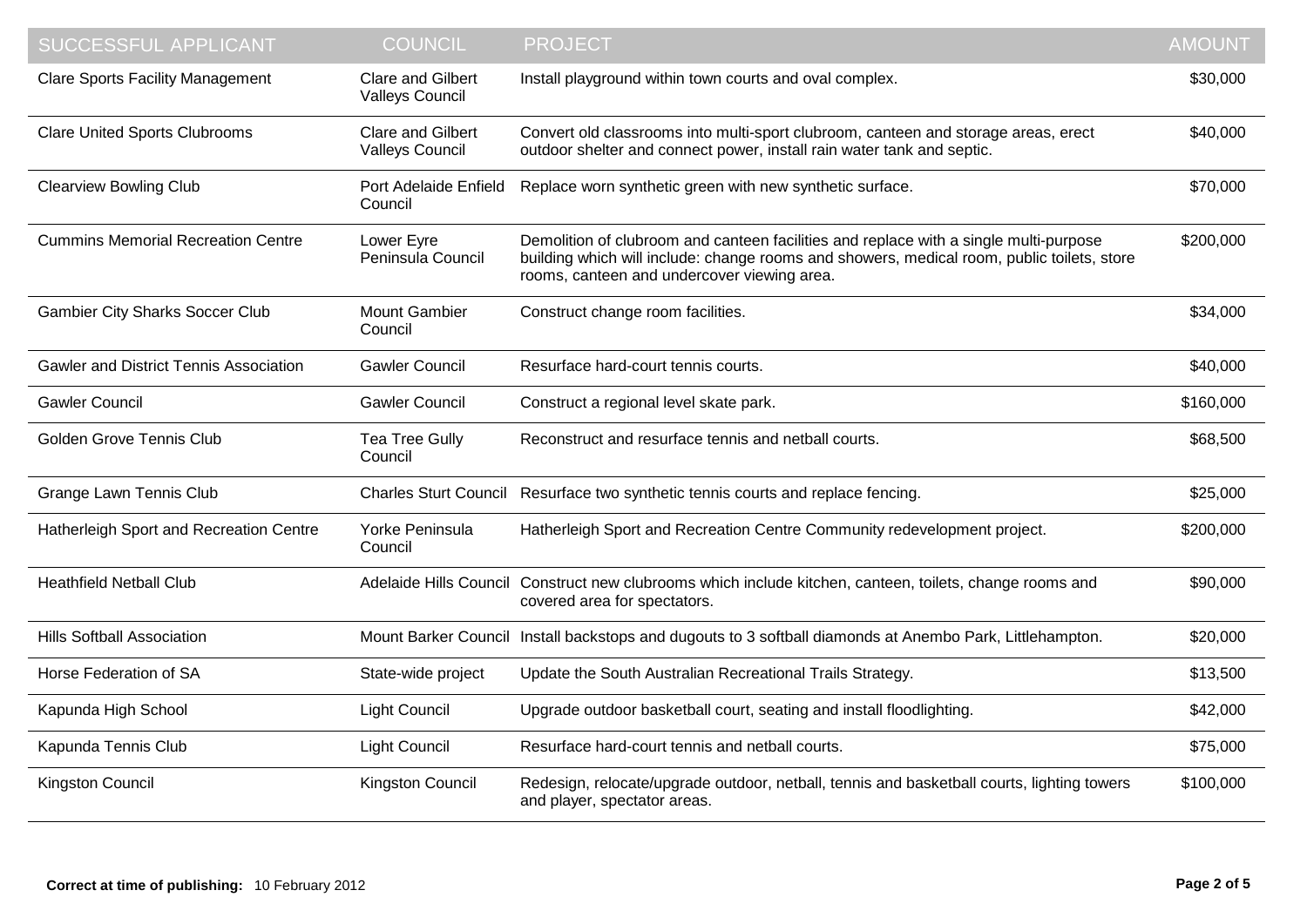| SUCCESSFUL APPLICANT | COUNCIL | PROJECT | AMOUNT |
|---|---|---|---|
| Clare Sports Facility Management | Clare and Gilbert Valleys Council | Install playground within town courts and oval complex. | $30,000 |
| Clare United Sports Clubrooms | Clare and Gilbert Valleys Council | Convert old classrooms into multi-sport clubroom, canteen and storage areas, erect outdoor shelter and connect power, install rain water tank and septic. | $40,000 |
| Clearview Bowling Club | Port Adelaide Enfield Council | Replace worn synthetic green with new synthetic surface. | $70,000 |
| Cummins Memorial Recreation Centre | Lower Eyre Peninsula Council | Demolition of clubroom and canteen facilities and replace with a single multi-purpose building which will include: change rooms and showers, medical room, public toilets, store rooms, canteen and undercover viewing area. | $200,000 |
| Gambier City Sharks Soccer Club | Mount Gambier Council | Construct change room facilities. | $34,000 |
| Gawler and District Tennis Association | Gawler Council | Resurface hard-court tennis courts. | $40,000 |
| Gawler Council | Gawler Council | Construct a regional level skate park. | $160,000 |
| Golden Grove Tennis Club | Tea Tree Gully Council | Reconstruct and resurface tennis and netball courts. | $68,500 |
| Grange Lawn Tennis Club | Charles Sturt Council | Resurface two synthetic tennis courts and replace fencing. | $25,000 |
| Hatherleigh Sport and Recreation Centre | Yorke Peninsula Council | Hatherleigh Sport and Recreation Centre Community redevelopment project. | $200,000 |
| Heathfield Netball Club | Adelaide Hills Council | Construct new clubrooms which include kitchen, canteen, toilets, change rooms and covered area for spectators. | $90,000 |
| Hills Softball Association | Mount Barker Council | Install backstops and dugouts to 3 softball diamonds at Anembo Park, Littlehampton. | $20,000 |
| Horse Federation of SA | State-wide project | Update the South Australian Recreational Trails Strategy. | $13,500 |
| Kapunda High School | Light Council | Upgrade outdoor basketball court, seating and install floodlighting. | $42,000 |
| Kapunda Tennis Club | Light Council | Resurface hard-court tennis and netball courts. | $75,000 |
| Kingston Council | Kingston Council | Redesign, relocate/upgrade outdoor, netball, tennis and basketball courts, lighting towers and player, spectator areas. | $100,000 |

**Correct at time of publishing:** 10 February 2012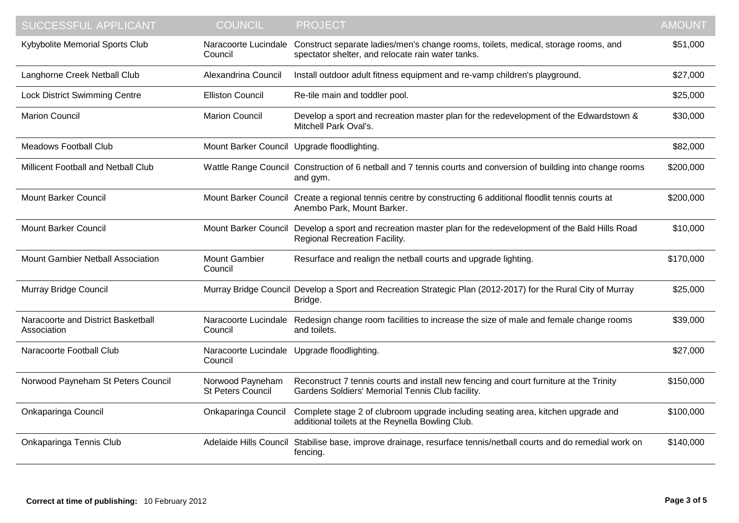| SUCCESSFUL APPLICANT | COUNCIL | PROJECT | AMOUNT |
| --- | --- | --- | --- |
| Kybybolite Memorial Sports Club | Naracoorte Lucindale Council | Construct separate ladies/men's change rooms, toilets, medical, storage rooms, and spectator shelter, and relocate rain water tanks. | $51,000 |
| Langhorne Creek Netball Club | Alexandrina Council | Install outdoor adult fitness equipment and re-vamp children's playground. | $27,000 |
| Lock District Swimming Centre | Elliston Council | Re-tile main and toddler pool. | $25,000 |
| Marion Council | Marion Council | Develop a sport and recreation master plan for the redevelopment of the Edwardstown & Mitchell Park Oval's. | $30,000 |
| Meadows Football Club | Mount Barker Council | Upgrade floodlighting. | $82,000 |
| Millicent Football and Netball Club | Wattle Range Council | Construction of 6 netball and 7 tennis courts and conversion of building into change rooms and gym. | $200,000 |
| Mount Barker Council | Mount Barker Council | Create a regional tennis centre by constructing 6 additional floodlit tennis courts at Anembo Park, Mount Barker. | $200,000 |
| Mount Barker Council | Mount Barker Council | Develop a sport and recreation master plan for the redevelopment of the Bald Hills Road Regional Recreation Facility. | $10,000 |
| Mount Gambier Netball Association | Mount Gambier Council | Resurface and realign the netball courts and upgrade lighting. | $170,000 |
| Murray Bridge Council | Murray Bridge Council | Develop a Sport and Recreation Strategic Plan (2012-2017) for the Rural City of Murray Bridge. | $25,000 |
| Naracoorte and District Basketball Association | Naracoorte Lucindale Council | Redesign change room facilities to increase the size of male and female change rooms and toilets. | $39,000 |
| Naracoorte Football Club | Naracoorte Lucindale Council | Upgrade floodlighting. | $27,000 |
| Norwood Payneham St Peters Council | Norwood Payneham St Peters Council | Reconstruct 7 tennis courts and install new fencing and court furniture at the Trinity Gardens Soldiers' Memorial Tennis Club facility. | $150,000 |
| Onkaparinga Council | Onkaparinga Council | Complete stage 2 of clubroom upgrade including seating area, kitchen upgrade and additional toilets at the Reynella Bowling Club. | $100,000 |
| Onkaparinga Tennis Club | Adelaide Hills Council | Stabilise base, improve drainage, resurface tennis/netball courts and do remedial work on fencing. | $140,000 |

**Correct at time of publishing:** 10 February 2012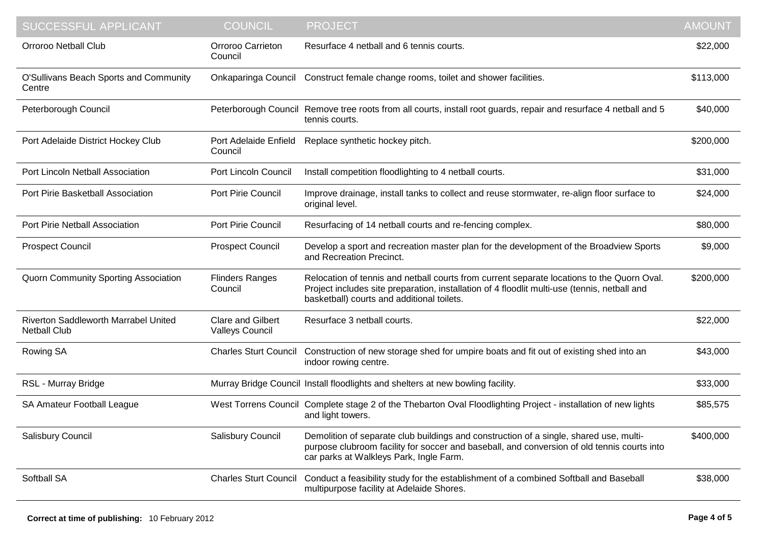| SUCCESSFUL APPLICANT | COUNCIL | PROJECT | AMOUNT |
|---|---|---|---|
| Orroroo Netball Club | Orroroo Carrieton Council | Resurface 4 netball and 6 tennis courts. | $22,000 |
| O'Sullivans Beach Sports and Community Centre | Onkaparinga Council | Construct female change rooms, toilet and shower facilities. | $113,000 |
| Peterborough Council | Peterborough Council | Remove tree roots from all courts, install root guards, repair and resurface 4 netball and 5 tennis courts. | $40,000 |
| Port Adelaide District Hockey Club | Port Adelaide Enfield Council | Replace synthetic hockey pitch. | $200,000 |
| Port Lincoln Netball Association | Port Lincoln Council | Install competition floodlighting to 4 netball courts. | $31,000 |
| Port Pirie Basketball Association | Port Pirie Council | Improve drainage, install tanks to collect and reuse stormwater, re-align floor surface to original level. | $24,000 |
| Port Pirie Netball Association | Port Pirie Council | Resurfacing of 14 netball courts and re-fencing complex. | $80,000 |
| Prospect Council | Prospect Council | Develop a sport and recreation master plan for the development of the Broadview Sports and Recreation Precinct. | $9,000 |
| Quorn Community Sporting Association | Flinders Ranges Council | Relocation of tennis and netball courts from current separate locations to the Quorn Oval. Project includes site preparation, installation of 4 floodlit multi-use (tennis, netball and basketball) courts and additional toilets. | $200,000 |
| Riverton Saddleworth Marrabel United Netball Club | Clare and Gilbert Valleys Council | Resurface 3 netball courts. | $22,000 |
| Rowing SA | Charles Sturt Council | Construction of new storage shed for umpire boats and fit out of existing shed into an indoor rowing centre. | $43,000 |
| RSL - Murray Bridge | Murray Bridge Council | Install floodlights and shelters at new bowling facility. | $33,000 |
| SA Amateur Football League | West Torrens Council | Complete stage 2 of the Thebarton Oval Floodlighting Project - installation of new lights and light towers. | $85,575 |
| Salisbury Council | Salisbury Council | Demolition of separate club buildings and construction of a single, shared use, multi-purpose clubroom facility for soccer and baseball, and conversion of old tennis courts into car parks at Walkleys Park, Ingle Farm. | $400,000 |
| Softball SA | Charles Sturt Council | Conduct a feasibility study for the establishment of a combined Softball and Baseball multipurpose facility at Adelaide Shores. | $38,000 |

**Correct at time of publishing:** 10 February 2012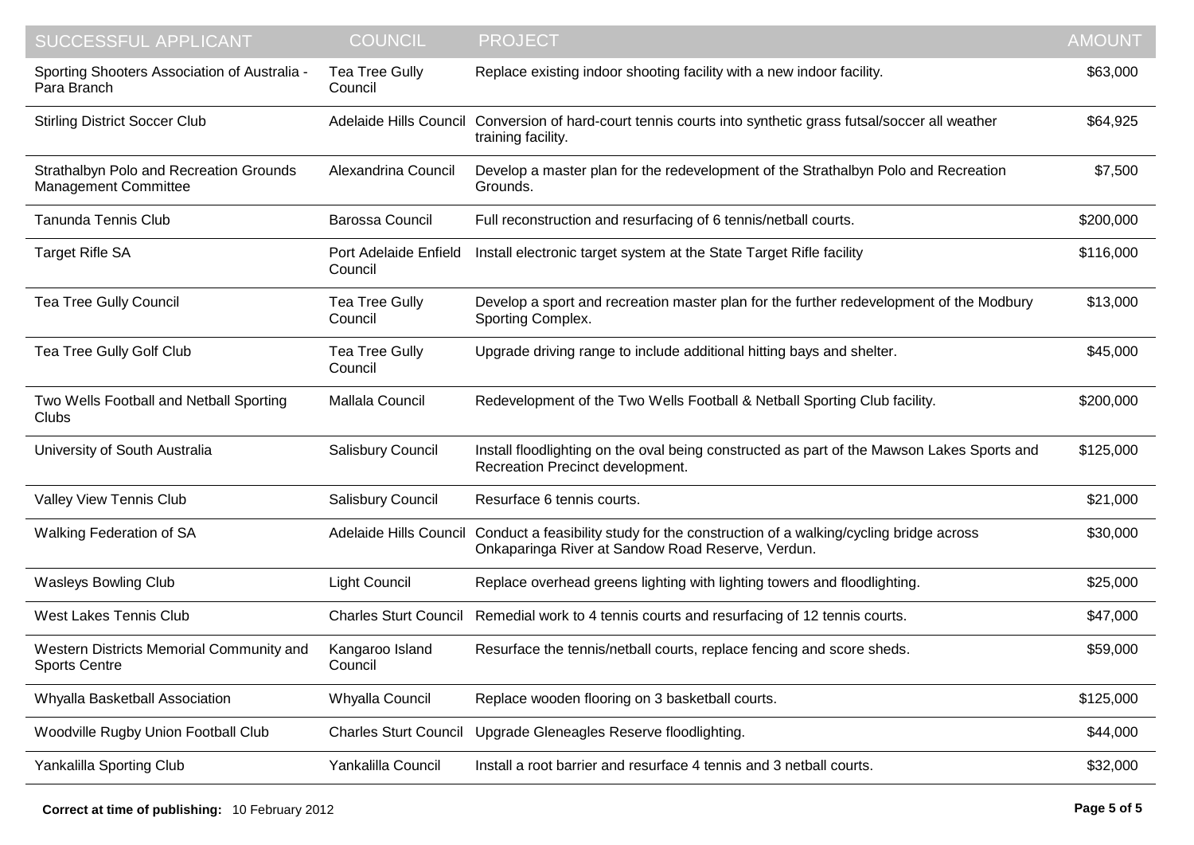| SUCCESSFUL APPLICANT | COUNCIL | PROJECT | AMOUNT |
|---|---|---|---|
| Sporting Shooters Association of Australia - Para Branch | Tea Tree Gully Council | Replace existing indoor shooting facility with a new indoor facility. | $63,000 |
| Stirling District Soccer Club | Adelaide Hills Council | Conversion of hard-court tennis courts into synthetic grass futsal/soccer all weather training facility. | $64,925 |
| Strathalbyn Polo and Recreation Grounds Management Committee | Alexandrina Council | Develop a master plan for the redevelopment of the Strathalbyn Polo and Recreation Grounds. | $7,500 |
| Tanunda Tennis Club | Barossa Council | Full reconstruction and resurfacing of 6 tennis/netball courts. | $200,000 |
| Target Rifle SA | Port Adelaide Enfield Council | Install electronic target system at the State Target Rifle facility | $116,000 |
| Tea Tree Gully Council | Tea Tree Gully Council | Develop a sport and recreation master plan for the further redevelopment of the Modbury Sporting Complex. | $13,000 |
| Tea Tree Gully Golf Club | Tea Tree Gully Council | Upgrade driving range to include additional hitting bays and shelter. | $45,000 |
| Two Wells Football and Netball Sporting Clubs | Mallala Council | Redevelopment of the Two Wells Football & Netball Sporting Club facility. | $200,000 |
| University of South Australia | Salisbury Council | Install floodlighting on the oval being constructed as part of the Mawson Lakes Sports and Recreation Precinct development. | $125,000 |
| Valley View Tennis Club | Salisbury Council | Resurface 6 tennis courts. | $21,000 |
| Walking Federation of SA | Adelaide Hills Council | Conduct a feasibility study for the construction of a walking/cycling bridge across Onkaparinga River at Sandow Road Reserve, Verdun. | $30,000 |
| Wasleys Bowling Club | Light Council | Replace overhead greens lighting with lighting towers and floodlighting. | $25,000 |
| West Lakes Tennis Club | Charles Sturt Council | Remedial work to 4 tennis courts and resurfacing of 12 tennis courts. | $47,000 |
| Western Districts Memorial Community and Sports Centre | Kangaroo Island Council | Resurface the tennis/netball courts, replace fencing and score sheds. | $59,000 |
| Whyalla Basketball Association | Whyalla Council | Replace wooden flooring on 3 basketball courts. | $125,000 |
| Woodville Rugby Union Football Club | Charles Sturt Council | Upgrade Gleneagles Reserve floodlighting. | $44,000 |
| Yankalilla Sporting Club | Yankalilla Council | Install a root barrier and resurface 4 tennis and 3 netball courts. | $32,000 |

**Correct at time of publishing:** 10 February 2012